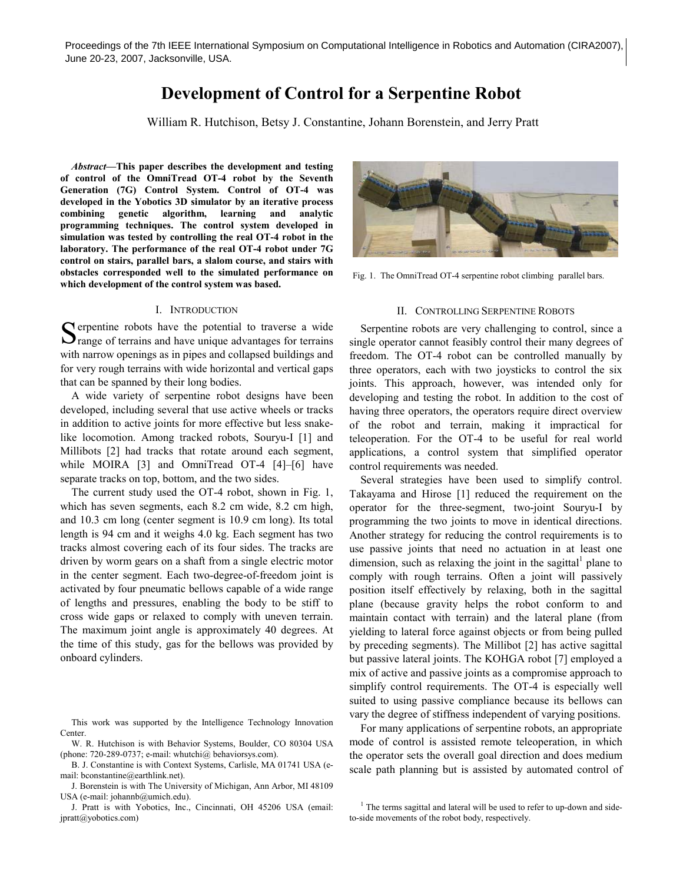# Development of Control for a Serpentine Robot

William R. Hutchison, Betsy J. Constantine, Johann Borenstein, and Jerry Pratt

***Abstract*—This paper describes the development and testing of control of the OmniTread OT-4 robot by the Seventh Generation (7G) Control System. Control of OT-4 was developed in the Yobotics 3D simulator by an iterative process combining genetic algorithm, learning and analytic programming techniques. The control system developed in simulation was tested by controlling the real OT-4 robot in the laboratory. The performance of the real OT-4 robot under 7G control on stairs, parallel bars, a slalom course, and stairs with obstacles corresponded well to the simulated performance on which development of the control system was based.**

## I. Introduction

Serpentine robots have the potential to traverse a wide range of terrains and have unique advantages for terrains with narrow openings as in pipes and collapsed buildings and for very rough terrains with wide horizontal and vertical gaps that can be spanned by their long bodies.

A wide variety of serpentine robot designs have been developed, including several that use active wheels or tracks in addition to active joints for more effective but less snake-like locomotion. Among tracked robots, Souryu-I [1] and Millibots [2] had tracks that rotate around each segment, while MOIRA [3] and OmniTread OT-4 [4]–[6] have separate tracks on top, bottom, and the two sides.

The current study used the OT-4 robot, shown in Fig. 1, which has seven segments, each 8.2 cm wide, 8.2 cm high, and 10.3 cm long (center segment is 10.9 cm long). Its total length is 94 cm and it weighs 4.0 kg. Each segment has two tracks almost covering each of its four sides. The tracks are driven by worm gears on a shaft from a single electric motor in the center segment. Each two-degree-of-freedom joint is activated by four pneumatic bellows capable of a wide range of lengths and pressures, enabling the body to be stiff to cross wide gaps or relaxed to comply with uneven terrain. The maximum joint angle is approximately 40 degrees. At the time of this study, gas for the bellows was provided by onboard cylinders.

Fig. 1. The OmniTread OT-4 serpentine robot climbing parallel bars.

## II. Controlling Serpentine Robots

Serpentine robots are very challenging to control, since a single operator cannot feasibly control their many degrees of freedom. The OT-4 robot can be controlled manually by three operators, each with two joysticks to control the six joints. This approach, however, was intended only for developing and testing the robot. In addition to the cost of having three operators, the operators require direct overview of the robot and terrain, making it impractical for teleoperation. For the OT-4 to be useful for real world applications, a control system that simplified operator control requirements was needed.

Several strategies have been used to simplify control. Takayama and Hirose [1] reduced the requirement on the operator for the three-segment, two-joint Souryu-I by programming the two joints to move in identical directions. Another strategy for reducing the control requirements is to use passive joints that need no actuation in at least one dimension, such as relaxing the joint in the sagittal[1] plane to comply with rough terrains. Often a joint will passively position itself effectively by relaxing, both in the sagittal plane (because gravity helps the robot conform to and maintain contact with terrain) and the lateral plane (from yielding to lateral force against objects or from being pulled by preceding segments). The Millibot [2] has active sagittal but passive lateral joints. The KOHGA robot [7] employed a mix of active and passive joints as a compromise approach to simplify control requirements. The OT-4 is especially well suited to using passive compliance because its bellows can vary the degree of stiffness independent of varying positions.

For many applications of serpentine robots, an appropriate mode of control is assisted remote teleoperation, in which the operator sets the overall goal direction and does medium scale path planning but is assisted by automated control of

This work was supported by the Intelligence Technology Innovation Center.

W. R. Hutchison is with Behavior Systems, Boulder, CO 80304 USA (phone: 720-289-0737; e-mail: whutchi@ behaviorsys.com).

B. J. Constantine is with Context Systems, Carlisle, MA 01741 USA (e-mail: bconstantine@earthlink.net).

J. Borenstein is with The University of Michigan, Ann Arbor, MI 48109 USA (e-mail: johannb@umich.edu).

J. Pratt is with Yobotics, Inc., Cincinnati, OH 45206 USA (email: jpratt@yobotics.com)

[1] The terms sagittal and lateral will be used to refer to up-down and side-to-side movements of the robot body, respectively.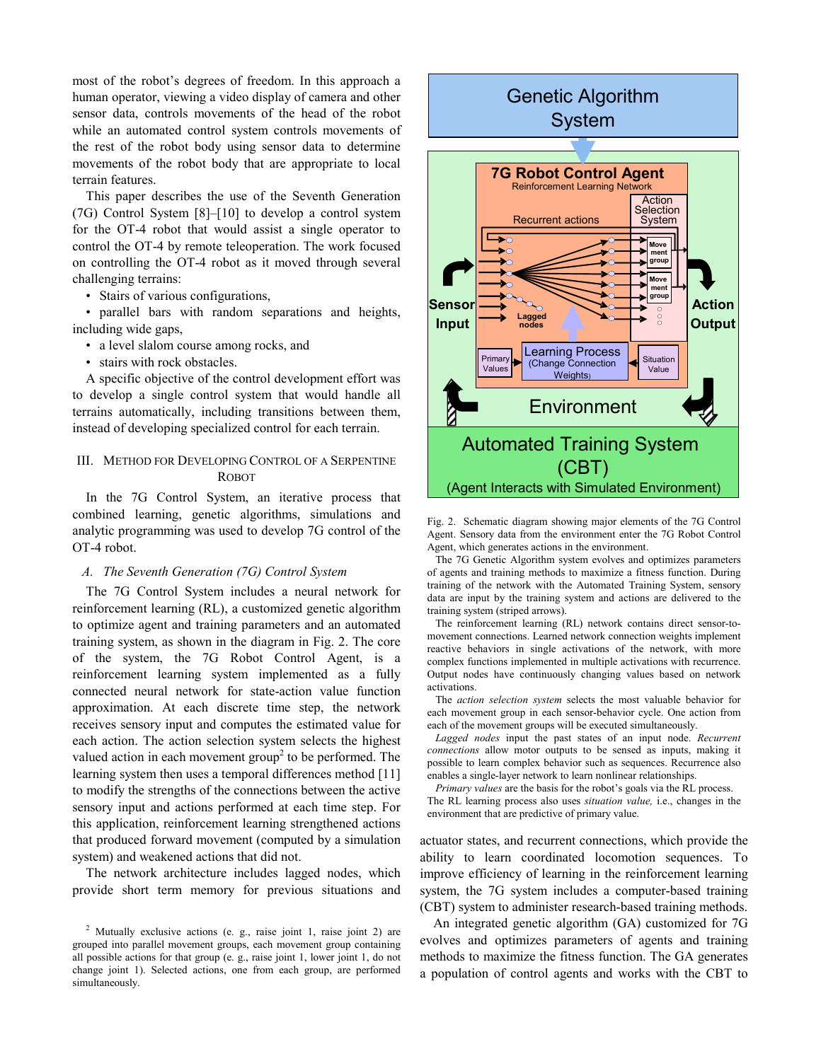most of the robot's degrees of freedom. In this approach a human operator, viewing a video display of camera and other sensor data, controls movements of the head of the robot while an automated control system controls movements of the rest of the robot body using sensor data to determine movements of the robot body that are appropriate to local terrain features.

This paper describes the use of the Seventh Generation (7G) Control System [8]–[10] to develop a control system for the OT-4 robot that would assist a single operator to control the OT-4 by remote teleoperation. The work focused on controlling the OT-4 robot as it moved through several challenging terrains:

- Stairs of various configurations,
- parallel bars with random separations and heights, including wide gaps,
- a level slalom course among rocks, and
- stairs with rock obstacles.

A specific objective of the control development effort was to develop a single control system that would handle all terrains automatically, including transitions between them, instead of developing specialized control for each terrain.

## III. Method for Developing Control of a Serpentine Robot

In the 7G Control System, an iterative process that combined learning, genetic algorithms, simulations and analytic programming was used to develop 7G control of the OT-4 robot.

### A. *The Seventh Generation (7G) Control System*

The 7G Control System includes a neural network for reinforcement learning (RL), a customized genetic algorithm to optimize agent and training parameters and an automated training system, as shown in the diagram in Fig. 2. The core of the system, the 7G Robot Control Agent, is a reinforcement learning system implemented as a fully connected neural network for state-action value function approximation. At each discrete time step, the network receives sensory input and computes the estimated value for each action. The action selection system selects the highest valued action in each movement group[2] to be performed. The learning system then uses a temporal differences method [11] to modify the strengths of the connections between the active sensory input and actions performed at each time step. For this application, reinforcement learning strengthened actions that produced forward movement (computed by a simulation system) and weakened actions that did not.

The network architecture includes lagged nodes, which provide short term memory for previous situations and actuator states, and recurrent connections, which provide the ability to learn coordinated locomotion sequences. To improve efficiency of learning in the reinforcement learning system, the 7G system includes a computer-based training (CBT) system to administer research-based training methods.

An integrated genetic algorithm (GA) customized for 7G evolves and optimizes parameters of agents and training methods to maximize the fitness function. The GA generates a population of control agents and works with the CBT to

Fig. 2. Schematic diagram showing major elements of the 7G Control Agent. Sensory data from the environment enter the 7G Robot Control Agent, which generates actions in the environment.

The 7G Genetic Algorithm system evolves and optimizes parameters of agents and training methods to maximize a fitness function. During training of the network with the Automated Training System, sensory data are input by the training system and actions are delivered to the training system (striped arrows).

The reinforcement learning (RL) network contains direct sensor-to-movement connections. Learned network connection weights implement reactive behaviors in single activations of the network, with more complex functions implemented in multiple activations with recurrence. Output nodes have continuously changing values based on network activations.

The *action selection system* selects the most valuable behavior for each movement group in each sensor-behavior cycle. One action from each of the movement groups will be executed simultaneously.

*Lagged nodes* input the past states of an input node. *Recurrent connections* allow motor outputs to be sensed as inputs, making it possible to learn complex behavior such as sequences. Recurrence also enables a single-layer network to learn nonlinear relationships.

*Primary values* are the basis for the robot's goals via the RL process. The RL learning process also uses *situation value,* i.e., changes in the environment that are predictive of primary value.

[2] Mutually exclusive actions (e. g., raise joint 1, raise joint 2) are grouped into parallel movement groups, each movement group containing all possible actions for that group (e. g., raise joint 1, lower joint 1, do not change joint 1). Selected actions, one from each group, are performed simultaneously.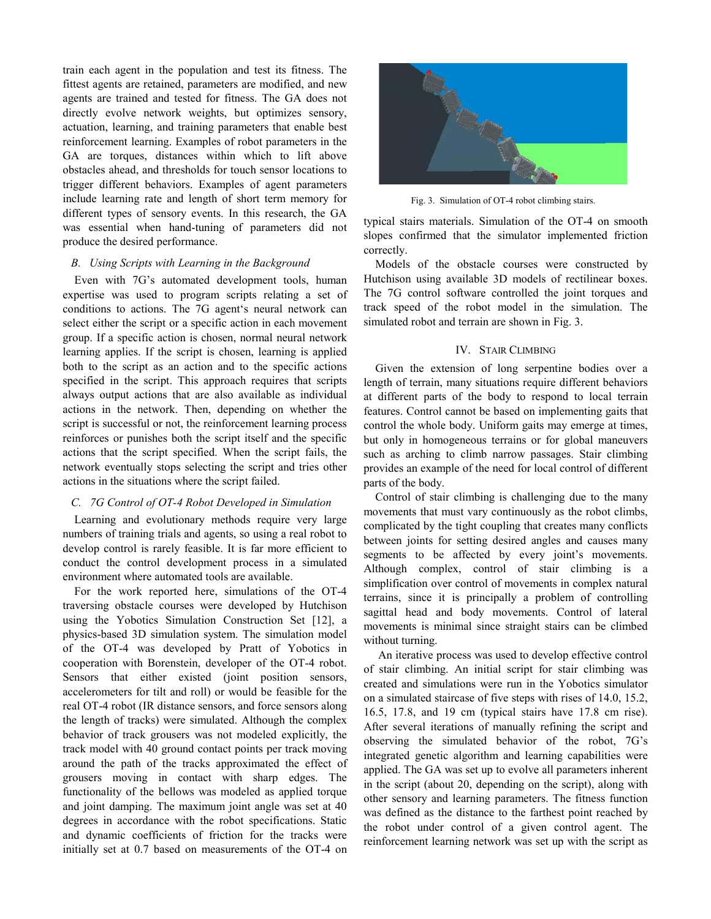train each agent in the population and test its fitness. The fittest agents are retained, parameters are modified, and new agents are trained and tested for fitness. The GA does not directly evolve network weights, but optimizes sensory, actuation, learning, and training parameters that enable best reinforcement learning. Examples of robot parameters in the GA are torques, distances within which to lift above obstacles ahead, and thresholds for touch sensor locations to trigger different behaviors. Examples of agent parameters include learning rate and length of short term memory for different types of sensory events. In this research, the GA was essential when hand-tuning of parameters did not produce the desired performance.

### *B. Using Scripts with Learning in the Background*

Even with 7G's automated development tools, human expertise was used to program scripts relating a set of conditions to actions. The 7G agent's neural network can select either the script or a specific action in each movement group. If a specific action is chosen, normal neural network learning applies. If the script is chosen, learning is applied both to the script as an action and to the specific actions specified in the script. This approach requires that scripts always output actions that are also available as individual actions in the network. Then, depending on whether the script is successful or not, the reinforcement learning process reinforces or punishes both the script itself and the specific actions that the script specified. When the script fails, the network eventually stops selecting the script and tries other actions in the situations where the script failed.

### *C. 7G Control of OT-4 Robot Developed in Simulation*

Learning and evolutionary methods require very large numbers of training trials and agents, so using a real robot to develop control is rarely feasible. It is far more efficient to conduct the control development process in a simulated environment where automated tools are available.

For the work reported here, simulations of the OT-4 traversing obstacle courses were developed by Hutchison using the Yobotics Simulation Construction Set [12], a physics-based 3D simulation system. The simulation model of the OT-4 was developed by Pratt of Yobotics in cooperation with Borenstein, developer of the OT-4 robot. Sensors that either existed (joint position sensors, accelerometers for tilt and roll) or would be feasible for the real OT-4 robot (IR distance sensors, and force sensors along the length of tracks) were simulated. Although the complex behavior of track grousers was not modeled explicitly, the track model with 40 ground contact points per track moving around the path of the tracks approximated the effect of grousers moving in contact with sharp edges. The functionality of the bellows was modeled as applied torque and joint damping. The maximum joint angle was set at 40 degrees in accordance with the robot specifications. Static and dynamic coefficients of friction for the tracks were initially set at 0.7 based on measurements of the OT-4 on typical stairs materials. Simulation of the OT-4 on smooth slopes confirmed that the simulator implemented friction correctly.

Models of the obstacle courses were constructed by Hutchison using available 3D models of rectilinear boxes. The 7G control software controlled the joint torques and track speed of the robot model in the simulation. The simulated robot and terrain are shown in Fig. 3.

Fig. 3. Simulation of OT-4 robot climbing stairs.

## IV. Stair Climbing

Given the extension of long serpentine bodies over a length of terrain, many situations require different behaviors at different parts of the body to respond to local terrain features. Control cannot be based on implementing gaits that control the whole body. Uniform gaits may emerge at times, but only in homogeneous terrains or for global maneuvers such as arching to climb narrow passages. Stair climbing provides an example of the need for local control of different parts of the body.

Control of stair climbing is challenging due to the many movements that must vary continuously as the robot climbs, complicated by the tight coupling that creates many conflicts between joints for setting desired angles and causes many segments to be affected by every joint's movements. Although complex, control of stair climbing is a simplification over control of movements in complex natural terrains, since it is principally a problem of controlling sagittal head and body movements. Control of lateral movements is minimal since straight stairs can be climbed without turning.

An iterative process was used to develop effective control of stair climbing. An initial script for stair climbing was created and simulations were run in the Yobotics simulator on a simulated staircase of five steps with rises of 14.0, 15.2, 16.5, 17.8, and 19 cm (typical stairs have 17.8 cm rise). After several iterations of manually refining the script and observing the simulated behavior of the robot, 7G's integrated genetic algorithm and learning capabilities were applied. The GA was set up to evolve all parameters inherent in the script (about 20, depending on the script), along with other sensory and learning parameters. The fitness function was defined as the distance to the farthest point reached by the robot under control of a given control agent. The reinforcement learning network was set up with the script as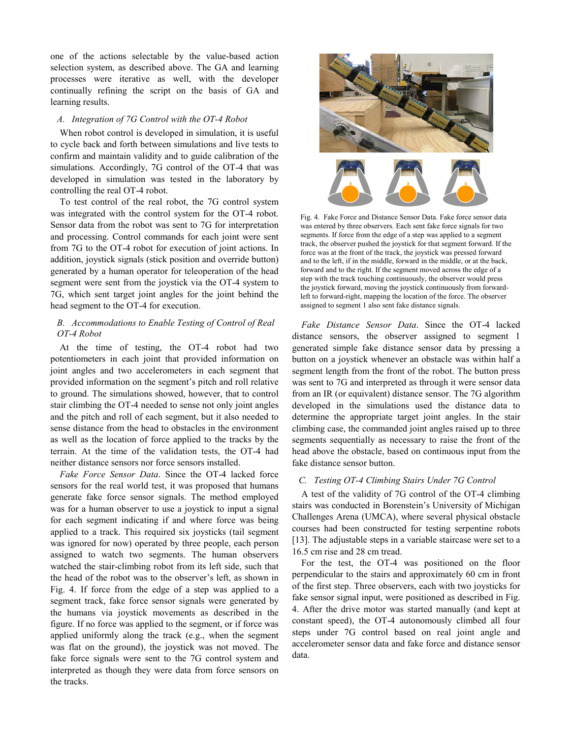one of the actions selectable by the value-based action selection system, as described above. The GA and learning processes were iterative as well, with the developer continually refining the script on the basis of GA and learning results.

### A. Integration of 7G Control with the OT-4 Robot

When robot control is developed in simulation, it is useful to cycle back and forth between simulations and live tests to confirm and maintain validity and to guide calibration of the simulations. Accordingly, 7G control of the OT-4 that was developed in simulation was tested in the laboratory by controlling the real OT-4 robot.

To test control of the real robot, the 7G control system was integrated with the control system for the OT-4 robot. Sensor data from the robot was sent to 7G for interpretation and processing. Control commands for each joint were sent from 7G to the OT-4 robot for execution of joint actions. In addition, joystick signals (stick position and override button) generated by a human operator for teleoperation of the head segment were sent from the joystick via the OT-4 system to 7G, which sent target joint angles for the joint behind the head segment to the OT-4 for execution.

### B. Accommodations to Enable Testing of Control of Real OT-4 Robot

At the time of testing, the OT-4 robot had two potentiometers in each joint that provided information on joint angles and two accelerometers in each segment that provided information on the segment's pitch and roll relative to ground. The simulations showed, however, that to control stair climbing the OT-4 needed to sense not only joint angles and the pitch and roll of each segment, but it also needed to sense distance from the head to obstacles in the environment as well as the location of force applied to the tracks by the terrain. At the time of the validation tests, the OT-4 had neither distance sensors nor force sensors installed.

*Fake Force Sensor Data*. Since the OT-4 lacked force sensors for the real world test, it was proposed that humans generate fake force sensor signals. The method employed was for a human observer to use a joystick to input a signal for each segment indicating if and where force was being applied to a track. This required six joysticks (tail segment was ignored for now) operated by three people, each person assigned to watch two segments. The human observers watched the stair-climbing robot from its left side, such that the head of the robot was to the observer's left, as shown in Fig. 4. If force from the edge of a step was applied to a segment track, fake force sensor signals were generated by the humans via joystick movements as described in the figure. If no force was applied to the segment, or if force was applied uniformly along the track (e.g., when the segment was flat on the ground), the joystick was not moved. The fake force signals were sent to the 7G control system and interpreted as though they were data from force sensors on the tracks.

Fig. 4. Fake Force and Distance Sensor Data. Fake force sensor data was entered by three observers. Each sent fake force signals for two segments. If force from the edge of a step was applied to a segment track, the observer pushed the joystick for that segment forward. If the force was at the front of the track, the joystick was pressed forward and to the left, if in the middle, forward in the middle, or at the back, forward and to the right. If the segment moved across the edge of a step with the track touching continuously, the observer would press the joystick forward, moving the joystick continuously from forward-left to forward-right, mapping the location of the force. The observer assigned to segment 1 also sent fake distance signals.

*Fake Distance Sensor Data*. Since the OT-4 lacked distance sensors, the observer assigned to segment 1 generated simple fake distance sensor data by pressing a button on a joystick whenever an obstacle was within half a segment length from the front of the robot. The button press was sent to 7G and interpreted as through it were sensor data from an IR (or equivalent) distance sensor. The 7G algorithm developed in the simulations used the distance data to determine the appropriate target joint angles. In the stair climbing case, the commanded joint angles raised up to three segments sequentially as necessary to raise the front of the head above the obstacle, based on continuous input from the fake distance sensor button.

### C. Testing OT-4 Climbing Stairs Under 7G Control

A test of the validity of 7G control of the OT-4 climbing stairs was conducted in Borenstein's University of Michigan Challenges Arena (UMCA), where several physical obstacle courses had been constructed for testing serpentine robots [13]. The adjustable steps in a variable staircase were set to a 16.5 cm rise and 28 cm tread.

For the test, the OT-4 was positioned on the floor perpendicular to the stairs and approximately 60 cm in front of the first step. Three observers, each with two joysticks for fake sensor signal input, were positioned as described in Fig. 4. After the drive motor was started manually (and kept at constant speed), the OT-4 autonomously climbed all four steps under 7G control based on real joint angle and accelerometer sensor data and fake force and distance sensor data.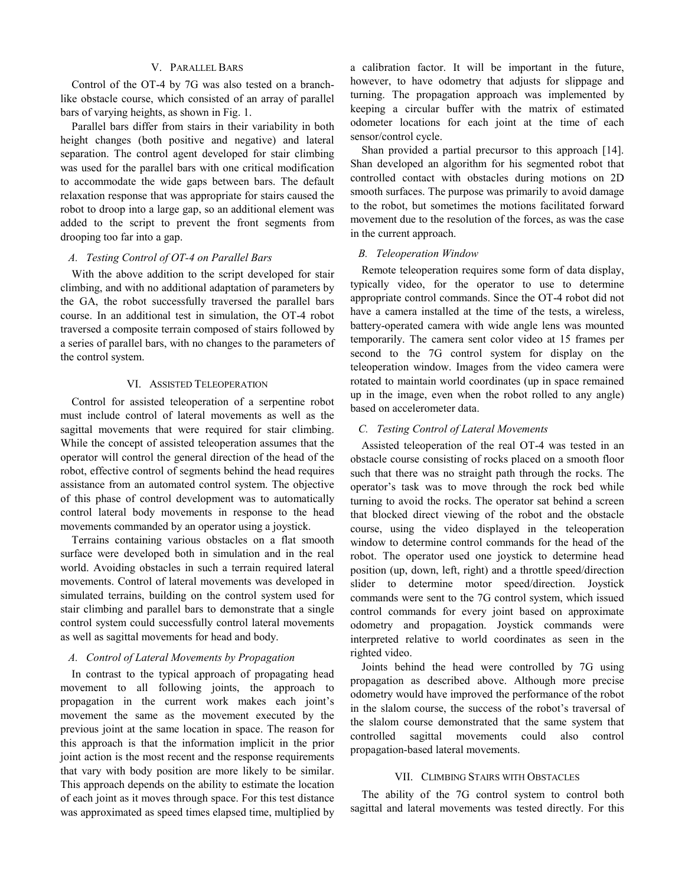## V. Parallel Bars

Control of the OT-4 by 7G was also tested on a branch-like obstacle course, which consisted of an array of parallel bars of varying heights, as shown in Fig. 1.

Parallel bars differ from stairs in their variability in both height changes (both positive and negative) and lateral separation. The control agent developed for stair climbing was used for the parallel bars with one critical modification to accommodate the wide gaps between bars. The default relaxation response that was appropriate for stairs caused the robot to droop into a large gap, so an additional element was added to the script to prevent the front segments from drooping too far into a gap.

### *A. Testing Control of OT-4 on Parallel Bars*

With the above addition to the script developed for stair climbing, and with no additional adaptation of parameters by the GA, the robot successfully traversed the parallel bars course. In an additional test in simulation, the OT-4 robot traversed a composite terrain composed of stairs followed by a series of parallel bars, with no changes to the parameters of the control system.

## VI. Assisted Teleoperation

Control for assisted teleoperation of a serpentine robot must include control of lateral movements as well as the sagittal movements that were required for stair climbing. While the concept of assisted teleoperation assumes that the operator will control the general direction of the head of the robot, effective control of segments behind the head requires assistance from an automated control system. The objective of this phase of control development was to automatically control lateral body movements in response to the head movements commanded by an operator using a joystick.

Terrains containing various obstacles on a flat smooth surface were developed both in simulation and in the real world. Avoiding obstacles in such a terrain required lateral movements. Control of lateral movements was developed in simulated terrains, building on the control system used for stair climbing and parallel bars to demonstrate that a single control system could successfully control lateral movements as well as sagittal movements for head and body.

### *A. Control of Lateral Movements by Propagation*

In contrast to the typical approach of propagating head movement to all following joints, the approach to propagation in the current work makes each joint's movement the same as the movement executed by the previous joint at the same location in space. The reason for this approach is that the information implicit in the prior joint action is the most recent and the response requirements that vary with body position are more likely to be similar. This approach depends on the ability to estimate the location of each joint as it moves through space. For this test distance was approximated as speed times elapsed time, multiplied by a calibration factor. It will be important in the future, however, to have odometry that adjusts for slippage and turning. The propagation approach was implemented by keeping a circular buffer with the matrix of estimated odometer locations for each joint at the time of each sensor/control cycle.

Shan provided a partial precursor to this approach [14]. Shan developed an algorithm for his segmented robot that controlled contact with obstacles during motions on 2D smooth surfaces. The purpose was primarily to avoid damage to the robot, but sometimes the motions facilitated forward movement due to the resolution of the forces, as was the case in the current approach.

### *B. Teleoperation Window*

Remote teleoperation requires some form of data display, typically video, for the operator to use to determine appropriate control commands. Since the OT-4 robot did not have a camera installed at the time of the tests, a wireless, battery-operated camera with wide angle lens was mounted temporarily. The camera sent color video at 15 frames per second to the 7G control system for display on the teleoperation window. Images from the video camera were rotated to maintain world coordinates (up in space remained up in the image, even when the robot rolled to any angle) based on accelerometer data.

### *C. Testing Control of Lateral Movements*

Assisted teleoperation of the real OT-4 was tested in an obstacle course consisting of rocks placed on a smooth floor such that there was no straight path through the rocks. The operator's task was to move through the rock bed while turning to avoid the rocks. The operator sat behind a screen that blocked direct viewing of the robot and the obstacle course, using the video displayed in the teleoperation window to determine control commands for the head of the robot. The operator used one joystick to determine head position (up, down, left, right) and a throttle speed/direction slider to determine motor speed/direction. Joystick commands were sent to the 7G control system, which issued control commands for every joint based on approximate odometry and propagation. Joystick commands were interpreted relative to world coordinates as seen in the righted video.

Joints behind the head were controlled by 7G using propagation as described above. Although more precise odometry would have improved the performance of the robot in the slalom course, the success of the robot's traversal of the slalom course demonstrated that the same system that controlled sagittal movements could also control propagation-based lateral movements.

## VII. Climbing Stairs with Obstacles

The ability of the 7G control system to control both sagittal and lateral movements was tested directly. For this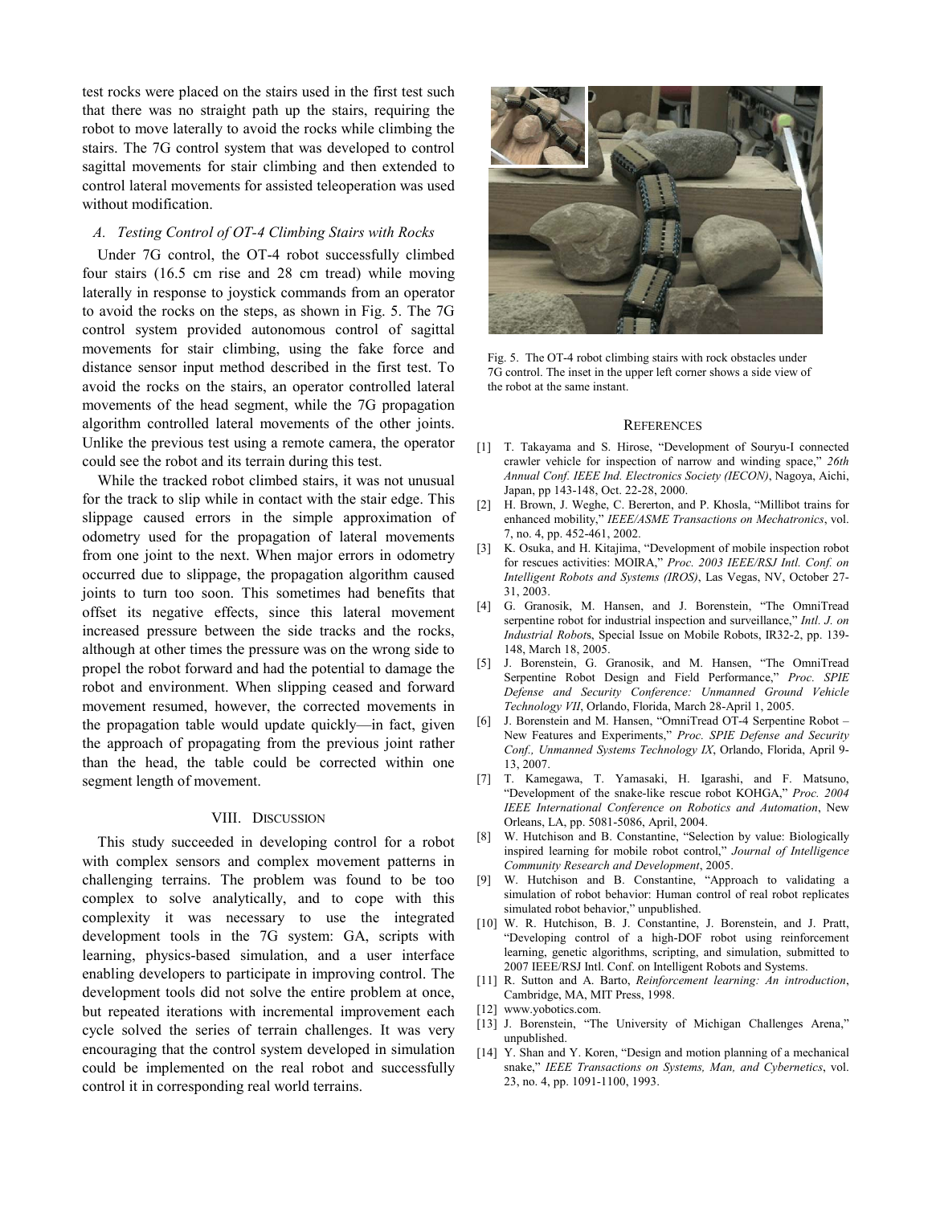test rocks were placed on the stairs used in the first test such that there was no straight path up the stairs, requiring the robot to move laterally to avoid the rocks while climbing the stairs. The 7G control system that was developed to control sagittal movements for stair climbing and then extended to control lateral movements for assisted teleoperation was used without modification.

### *A. Testing Control of OT-4 Climbing Stairs with Rocks*

Under 7G control, the OT-4 robot successfully climbed four stairs (16.5 cm rise and 28 cm tread) while moving laterally in response to joystick commands from an operator to avoid the rocks on the steps, as shown in Fig. 5. The 7G control system provided autonomous control of sagittal movements for stair climbing, using the fake force and distance sensor input method described in the first test. To avoid the rocks on the stairs, an operator controlled lateral movements of the head segment, while the 7G propagation algorithm controlled lateral movements of the other joints. Unlike the previous test using a remote camera, the operator could see the robot and its terrain during this test.

While the tracked robot climbed stairs, it was not unusual for the track to slip while in contact with the stair edge. This slippage caused errors in the simple approximation of odometry used for the propagation of lateral movements from one joint to the next. When major errors in odometry occurred due to slippage, the propagation algorithm caused joints to turn too soon. This sometimes had benefits that offset its negative effects, since this lateral movement increased pressure between the side tracks and the rocks, although at other times the pressure was on the wrong side to propel the robot forward and had the potential to damage the robot and environment. When slipping ceased and forward movement resumed, however, the corrected movements in the propagation table would update quickly—in fact, given the approach of propagating from the previous joint rather than the head, the table could be corrected within one segment length of movement.

## VIII. Discussion

This study succeeded in developing control for a robot with complex sensors and complex movement patterns in challenging terrains. The problem was found to be too complex to solve analytically, and to cope with this complexity it was necessary to use the integrated development tools in the 7G system: GA, scripts with learning, physics-based simulation, and a user interface enabling developers to participate in improving control. The development tools did not solve the entire problem at once, but repeated iterations with incremental improvement each cycle solved the series of terrain challenges. It was very encouraging that the control system developed in simulation could be implemented on the real robot and successfully control it in corresponding real world terrains.

Fig. 5. The OT-4 robot climbing stairs with rock obstacles under 7G control. The inset in the upper left corner shows a side view of the robot at the same instant.

## References

[1] T. Takayama and S. Hirose, "Development of Souryu-I connected crawler vehicle for inspection of narrow and winding space," *26th Annual Conf. IEEE Ind. Electronics Society (IECON)*, Nagoya, Aichi, Japan, pp 143-148, Oct. 22-28, 2000.

[2] H. Brown, J. Weghe, C. Bererton, and P. Khosla, "Millibot trains for enhanced mobility," *IEEE/ASME Transactions on Mechatronics*, vol. 7, no. 4, pp. 452-461, 2002.

[3] K. Osuka, and H. Kitajima, "Development of mobile inspection robot for rescues activities: MOIRA," *Proc. 2003 IEEE/RSJ Intl. Conf. on Intelligent Robots and Systems (IROS)*, Las Vegas, NV, October 27-31, 2003.

[4] G. Granosik, M. Hansen, and J. Borenstein, "The OmniTread serpentine robot for industrial inspection and surveillance," *Intl. J. on Industrial Robots*, Special Issue on Mobile Robots, IR32-2, pp. 139-148, March 18, 2005.

[5] J. Borenstein, G. Granosik, and M. Hansen, "The OmniTread Serpentine Robot Design and Field Performance," *Proc. SPIE Defense and Security Conference: Unmanned Ground Vehicle Technology VII*, Orlando, Florida, March 28-April 1, 2005.

[6] J. Borenstein and M. Hansen, "OmniTread OT-4 Serpentine Robot – New Features and Experiments," *Proc. SPIE Defense and Security Conf., Unmanned Systems Technology IX*, Orlando, Florida, April 9-13, 2007.

[7] T. Kamegawa, T. Yamasaki, H. Igarashi, and F. Matsuno, "Development of the snake-like rescue robot KOHGA," *Proc. 2004 IEEE International Conference on Robotics and Automation*, New Orleans, LA, pp. 5081-5086, April, 2004.

[8] W. Hutchison and B. Constantine, "Selection by value: Biologically inspired learning for mobile robot control," *Journal of Intelligence Community Research and Development*, 2005.

[9] W. Hutchison and B. Constantine, "Approach to validating a simulation of robot behavior: Human control of real robot replicates simulated robot behavior," unpublished.

[10] W. R. Hutchison, B. J. Constantine, J. Borenstein, and J. Pratt, "Developing control of a high-DOF robot using reinforcement learning, genetic algorithms, scripting, and simulation, submitted to 2007 IEEE/RSJ Intl. Conf. on Intelligent Robots and Systems.

[11] R. Sutton and A. Barto, *Reinforcement learning: An introduction*, Cambridge, MA, MIT Press, 1998.

[12] www.yobotics.com.

[13] J. Borenstein, "The University of Michigan Challenges Arena," unpublished.

[14] Y. Shan and Y. Koren, "Design and motion planning of a mechanical snake," *IEEE Transactions on Systems, Man, and Cybernetics*, vol. 23, no. 4, pp. 1091-1100, 1993.